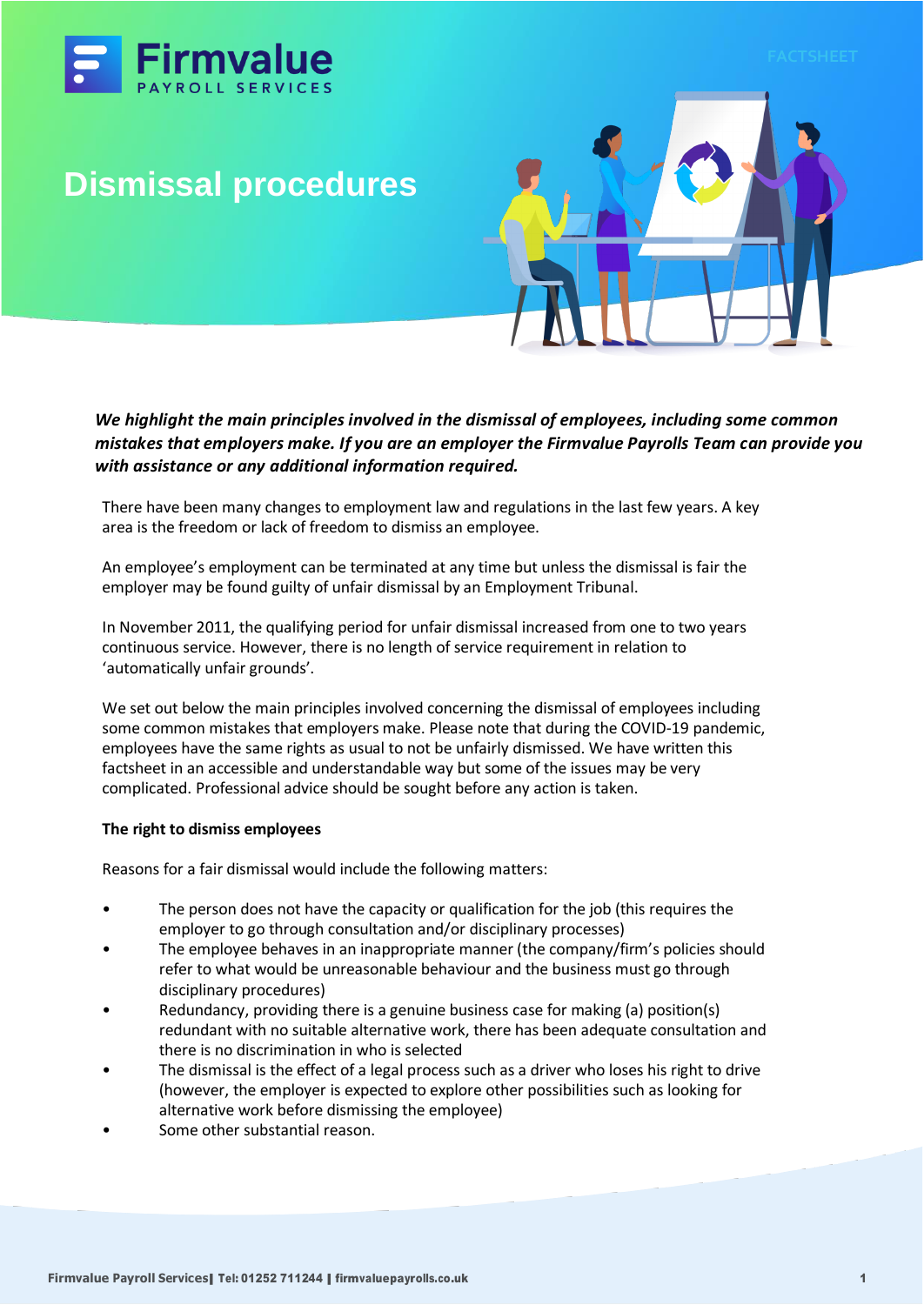# Dismissal procedures

***We highlight the main principles involved in the dismissal of employees, including some common mistakes that employers make. If you are an employer the Firmvalue Payrolls Team can provide you with assistance or any additional information required.***

There have been many changes to employment law and regulations in the last few years. A key area is the freedom or lack of freedom to dismiss an employee.

An employee's employment can be terminated at any time but unless the dismissal is fair the employer may be found guilty of unfair dismissal by an Employment Tribunal.

In November 2011, the qualifying period for unfair dismissal increased from one to two years continuous service. However, there is no length of service requirement in relation to 'automatically unfair grounds'.

We set out below the main principles involved concerning the dismissal of employees including some common mistakes that employers make. Please note that during the COVID-19 pandemic, employees have the same rights as usual to not be unfairly dismissed. We have written this factsheet in an accessible and understandable way but some of the issues may be very complicated. Professional advice should be sought before any action is taken.

**The right to dismiss employees**

Reasons for a fair dismissal would include the following matters:

- The person does not have the capacity or qualification for the job (this requires the employer to go through consultation and/or disciplinary processes)
- The employee behaves in an inappropriate manner (the company/firm's policies should refer to what would be unreasonable behaviour and the business must go through disciplinary procedures)
- Redundancy, providing there is a genuine business case for making (a) position(s) redundant with no suitable alternative work, there has been adequate consultation and there is no discrimination in who is selected
- The dismissal is the effect of a legal process such as a driver who loses his right to drive (however, the employer is expected to explore other possibilities such as looking for alternative work before dismissing the employee)
- Some other substantial reason.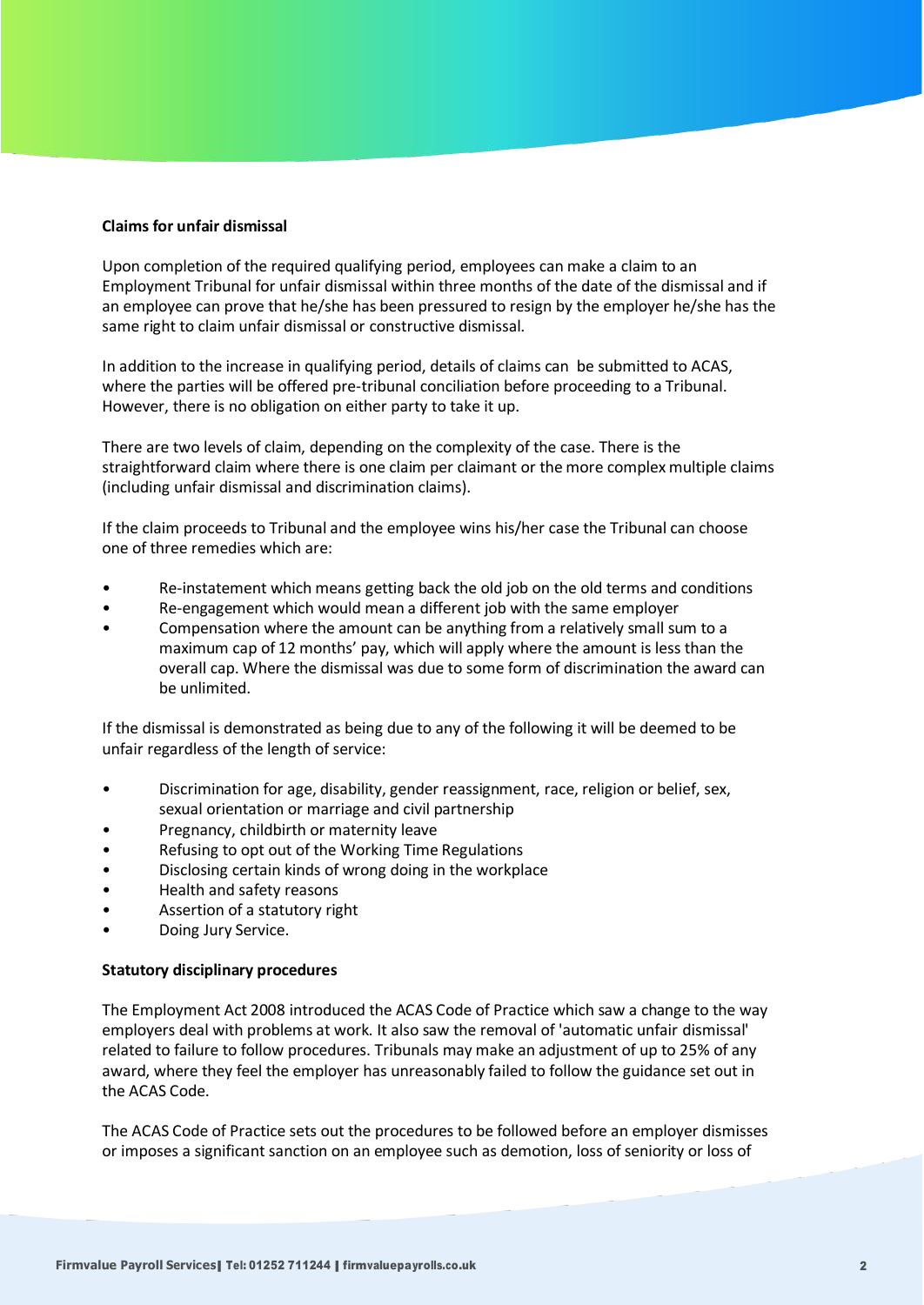**Claims for unfair dismissal**

Upon completion of the required qualifying period, employees can make a claim to an Employment Tribunal for unfair dismissal within three months of the date of the dismissal and if an employee can prove that he/she has been pressured to resign by the employer he/she has the same right to claim unfair dismissal or constructive dismissal.

In addition to the increase in qualifying period, details of claims can be submitted to ACAS, where the parties will be offered pre-tribunal conciliation before proceeding to a Tribunal. However, there is no obligation on either party to take it up.

There are two levels of claim, depending on the complexity of the case. There is the straightforward claim where there is one claim per claimant or the more complex multiple claims (including unfair dismissal and discrimination claims).

If the claim proceeds to Tribunal and the employee wins his/her case the Tribunal can choose one of three remedies which are:

- Re-instatement which means getting back the old job on the old terms and conditions
- Re-engagement which would mean a different job with the same employer
- Compensation where the amount can be anything from a relatively small sum to a maximum cap of 12 months' pay, which will apply where the amount is less than the overall cap. Where the dismissal was due to some form of discrimination the award can be unlimited.

If the dismissal is demonstrated as being due to any of the following it will be deemed to be unfair regardless of the length of service:

- Discrimination for age, disability, gender reassignment, race, religion or belief, sex, sexual orientation or marriage and civil partnership
- Pregnancy, childbirth or maternity leave
- Refusing to opt out of the Working Time Regulations
- Disclosing certain kinds of wrong doing in the workplace
- Health and safety reasons
- Assertion of a statutory right
- Doing Jury Service.

**Statutory disciplinary procedures**

The Employment Act 2008 introduced the ACAS Code of Practice which saw a change to the way employers deal with problems at work. It also saw the removal of 'automatic unfair dismissal' related to failure to follow procedures. Tribunals may make an adjustment of up to 25% of any award, where they feel the employer has unreasonably failed to follow the guidance set out in the ACAS Code.

The ACAS Code of Practice sets out the procedures to be followed before an employer dismisses or imposes a significant sanction on an employee such as demotion, loss of seniority or loss of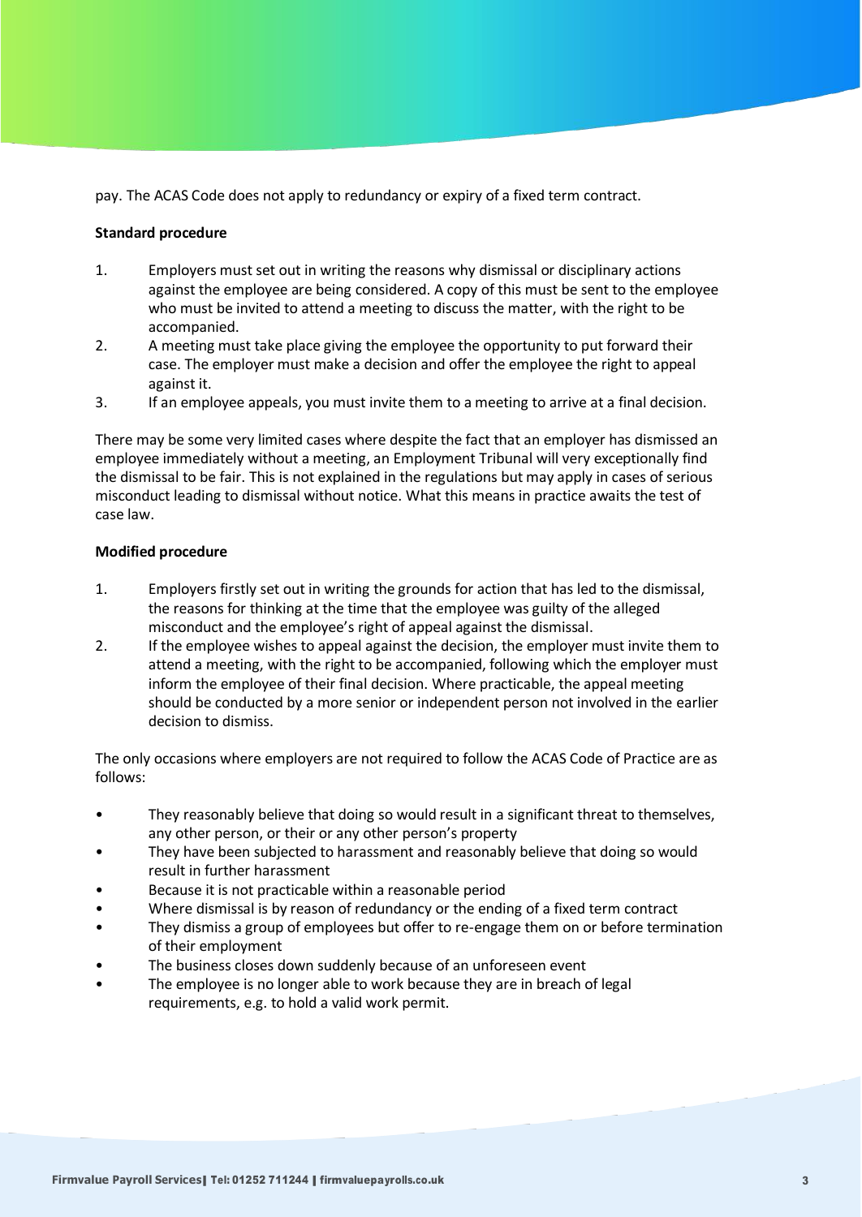pay. The ACAS Code does not apply to redundancy or expiry of a fixed term contract.

**Standard procedure**

1. Employers must set out in writing the reasons why dismissal or disciplinary actions against the employee are being considered. A copy of this must be sent to the employee who must be invited to attend a meeting to discuss the matter, with the right to be accompanied.
2. A meeting must take place giving the employee the opportunity to put forward their case. The employer must make a decision and offer the employee the right to appeal against it.
3. If an employee appeals, you must invite them to a meeting to arrive at a final decision.

There may be some very limited cases where despite the fact that an employer has dismissed an employee immediately without a meeting, an Employment Tribunal will very exceptionally find the dismissal to be fair. This is not explained in the regulations but may apply in cases of serious misconduct leading to dismissal without notice. What this means in practice awaits the test of case law.

**Modified procedure**

1. Employers firstly set out in writing the grounds for action that has led to the dismissal, the reasons for thinking at the time that the employee was guilty of the alleged misconduct and the employee's right of appeal against the dismissal.
2. If the employee wishes to appeal against the decision, the employer must invite them to attend a meeting, with the right to be accompanied, following which the employer must inform the employee of their final decision. Where practicable, the appeal meeting should be conducted by a more senior or independent person not involved in the earlier decision to dismiss.

The only occasions where employers are not required to follow the ACAS Code of Practice are as follows:

- They reasonably believe that doing so would result in a significant threat to themselves, any other person, or their or any other person's property
- They have been subjected to harassment and reasonably believe that doing so would result in further harassment
- Because it is not practicable within a reasonable period
- Where dismissal is by reason of redundancy or the ending of a fixed term contract
- They dismiss a group of employees but offer to re-engage them on or before termination of their employment
- The business closes down suddenly because of an unforeseen event
- The employee is no longer able to work because they are in breach of legal requirements, e.g. to hold a valid work permit.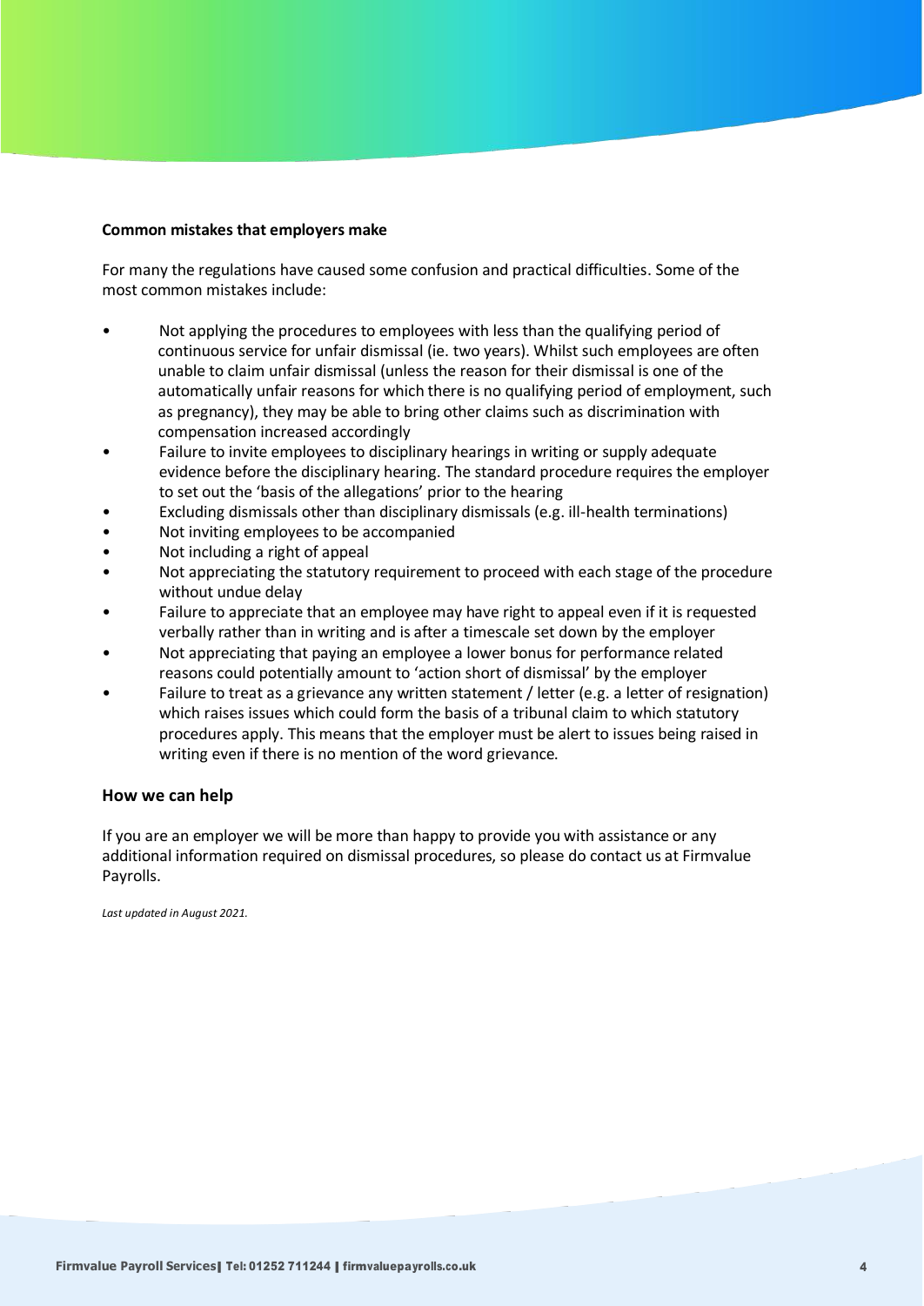**Common mistakes that employers make**

For many the regulations have caused some confusion and practical difficulties. Some of the most common mistakes include:

- Not applying the procedures to employees with less than the qualifying period of continuous service for unfair dismissal (ie. two years). Whilst such employees are often unable to claim unfair dismissal (unless the reason for their dismissal is one of the automatically unfair reasons for which there is no qualifying period of employment, such as pregnancy), they may be able to bring other claims such as discrimination with compensation increased accordingly
- Failure to invite employees to disciplinary hearings in writing or supply adequate evidence before the disciplinary hearing. The standard procedure requires the employer to set out the 'basis of the allegations' prior to the hearing
- Excluding dismissals other than disciplinary dismissals (e.g. ill-health terminations)
- Not inviting employees to be accompanied
- Not including a right of appeal
- Not appreciating the statutory requirement to proceed with each stage of the procedure without undue delay
- Failure to appreciate that an employee may have right to appeal even if it is requested verbally rather than in writing and is after a timescale set down by the employer
- Not appreciating that paying an employee a lower bonus for performance related reasons could potentially amount to 'action short of dismissal' by the employer
- Failure to treat as a grievance any written statement / letter (e.g. a letter of resignation) which raises issues which could form the basis of a tribunal claim to which statutory procedures apply. This means that the employer must be alert to issues being raised in writing even if there is no mention of the word grievance.

## How we can help

If you are an employer we will be more than happy to provide you with assistance or any additional information required on dismissal procedures, so please do contact us at Firmvalue Payrolls.

*Last updated in August 2021.*